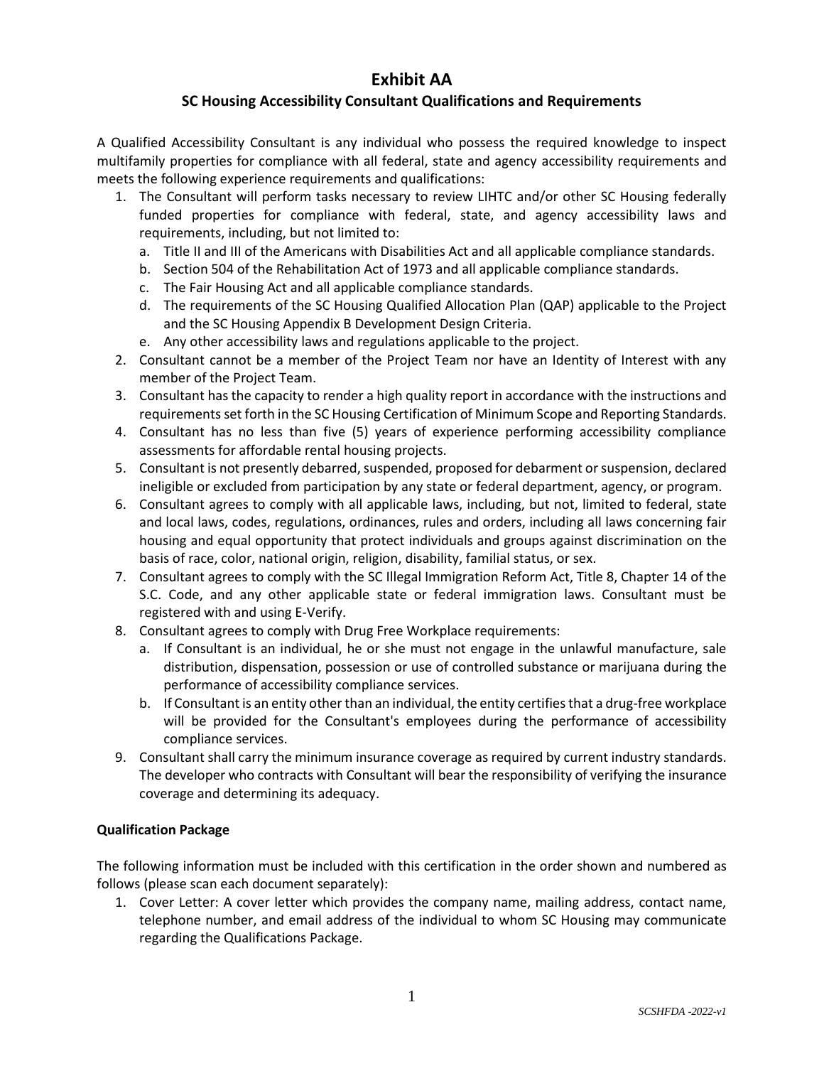# Exhibit AA

## SC Housing Accessibility Consultant Qualifications and Requirements

A Qualified Accessibility Consultant is any individual who possess the required knowledge to inspect multifamily properties for compliance with all federal, state and agency accessibility requirements and meets the following experience requirements and qualifications:

1. The Consultant will perform tasks necessary to review LIHTC and/or other SC Housing federally funded properties for compliance with federal, state, and agency accessibility laws and requirements, including, but not limited to:
   a. Title II and III of the Americans with Disabilities Act and all applicable compliance standards.
   b. Section 504 of the Rehabilitation Act of 1973 and all applicable compliance standards.
   c. The Fair Housing Act and all applicable compliance standards.
   d. The requirements of the SC Housing Qualified Allocation Plan (QAP) applicable to the Project and the SC Housing Appendix B Development Design Criteria.
   e. Any other accessibility laws and regulations applicable to the project.
2. Consultant cannot be a member of the Project Team nor have an Identity of Interest with any member of the Project Team.
3. Consultant has the capacity to render a high quality report in accordance with the instructions and requirements set forth in the SC Housing Certification of Minimum Scope and Reporting Standards.
4. Consultant has no less than five (5) years of experience performing accessibility compliance assessments for affordable rental housing projects.
5. Consultant is not presently debarred, suspended, proposed for debarment or suspension, declared ineligible or excluded from participation by any state or federal department, agency, or program.
6. Consultant agrees to comply with all applicable laws, including, but not, limited to federal, state and local laws, codes, regulations, ordinances, rules and orders, including all laws concerning fair housing and equal opportunity that protect individuals and groups against discrimination on the basis of race, color, national origin, religion, disability, familial status, or sex.
7. Consultant agrees to comply with the SC Illegal Immigration Reform Act, Title 8, Chapter 14 of the S.C. Code, and any other applicable state or federal immigration laws. Consultant must be registered with and using E-Verify.
8. Consultant agrees to comply with Drug Free Workplace requirements:
   a. If Consultant is an individual, he or she must not engage in the unlawful manufacture, sale distribution, dispensation, possession or use of controlled substance or marijuana during the performance of accessibility compliance services.
   b. If Consultant is an entity other than an individual, the entity certifies that a drug-free workplace will be provided for the Consultant's employees during the performance of accessibility compliance services.
9. Consultant shall carry the minimum insurance coverage as required by current industry standards. The developer who contracts with Consultant will bear the responsibility of verifying the insurance coverage and determining its adequacy.

**Qualification Package**

The following information must be included with this certification in the order shown and numbered as follows (please scan each document separately):

1. Cover Letter: A cover letter which provides the company name, mailing address, contact name, telephone number, and email address of the individual to whom SC Housing may communicate regarding the Qualifications Package.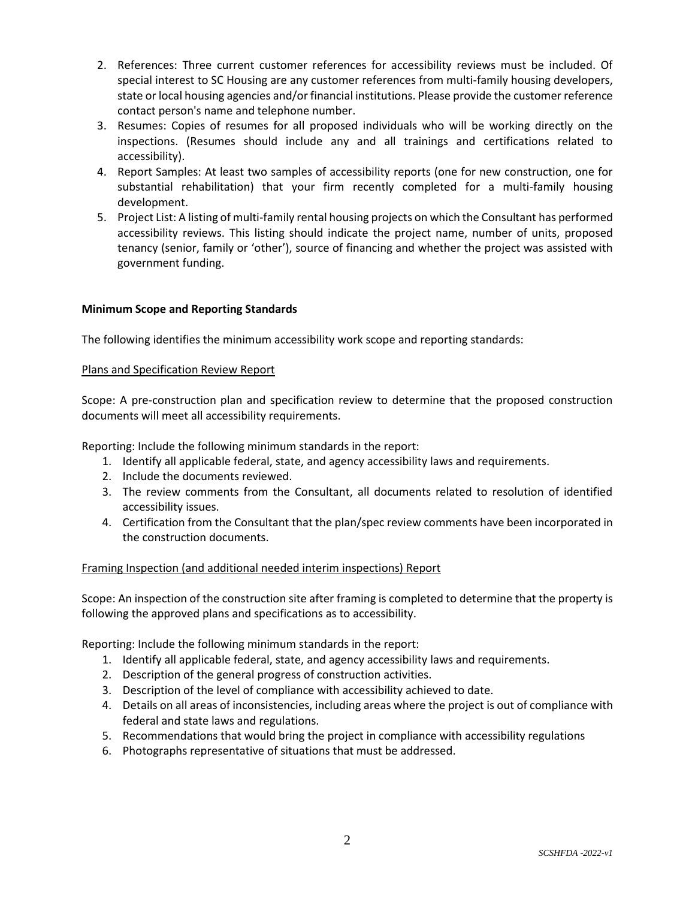2. References: Three current customer references for accessibility reviews must be included. Of special interest to SC Housing are any customer references from multi-family housing developers, state or local housing agencies and/or financial institutions. Please provide the customer reference contact person's name and telephone number.
3. Resumes: Copies of resumes for all proposed individuals who will be working directly on the inspections. (Resumes should include any and all trainings and certifications related to accessibility).
4. Report Samples: At least two samples of accessibility reports (one for new construction, one for substantial rehabilitation) that your firm recently completed for a multi-family housing development.
5. Project List: A listing of multi-family rental housing projects on which the Consultant has performed accessibility reviews. This listing should indicate the project name, number of units, proposed tenancy (senior, family or 'other'), source of financing and whether the project was assisted with government funding.

**Minimum Scope and Reporting Standards**

The following identifies the minimum accessibility work scope and reporting standards:

<u>Plans and Specification Review Report</u>

Scope: A pre-construction plan and specification review to determine that the proposed construction documents will meet all accessibility requirements.

Reporting: Include the following minimum standards in the report:

1. Identify all applicable federal, state, and agency accessibility laws and requirements.
2. Include the documents reviewed.
3. The review comments from the Consultant, all documents related to resolution of identified accessibility issues.
4. Certification from the Consultant that the plan/spec review comments have been incorporated in the construction documents.

<u>Framing Inspection (and additional needed interim inspections) Report</u>

Scope: An inspection of the construction site after framing is completed to determine that the property is following the approved plans and specifications as to accessibility.

Reporting: Include the following minimum standards in the report:

1. Identify all applicable federal, state, and agency accessibility laws and requirements.
2. Description of the general progress of construction activities.
3. Description of the level of compliance with accessibility achieved to date.
4. Details on all areas of inconsistencies, including areas where the project is out of compliance with federal and state laws and regulations.
5. Recommendations that would bring the project in compliance with accessibility regulations
6. Photographs representative of situations that must be addressed.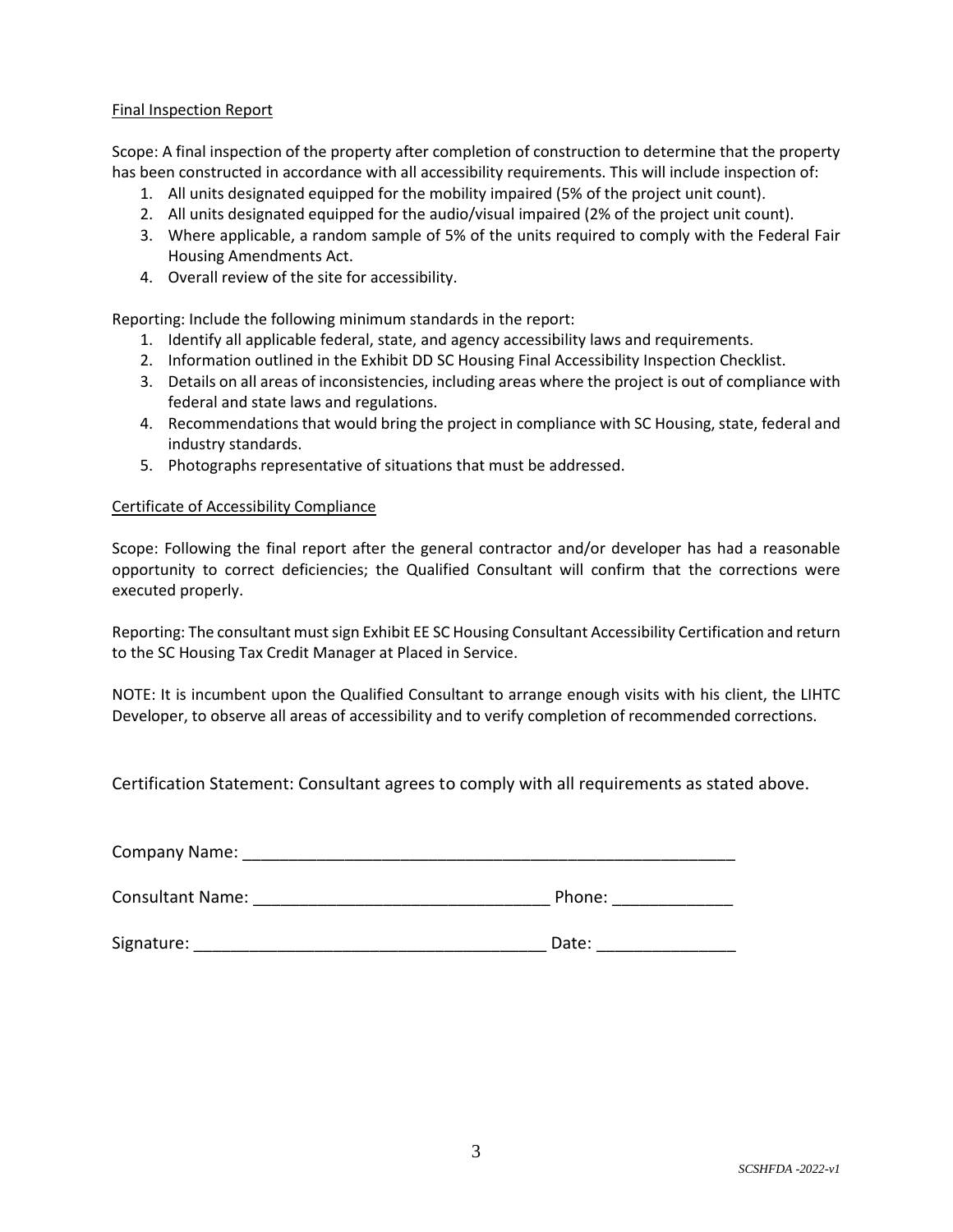Final Inspection Report

Scope: A final inspection of the property after completion of construction to determine that the property has been constructed in accordance with all accessibility requirements. This will include inspection of:

1. All units designated equipped for the mobility impaired (5% of the project unit count).
2. All units designated equipped for the audio/visual impaired (2% of the project unit count).
3. Where applicable, a random sample of 5% of the units required to comply with the Federal Fair Housing Amendments Act.
4. Overall review of the site for accessibility.

Reporting: Include the following minimum standards in the report:

1. Identify all applicable federal, state, and agency accessibility laws and requirements.
2. Information outlined in the Exhibit DD SC Housing Final Accessibility Inspection Checklist.
3. Details on all areas of inconsistencies, including areas where the project is out of compliance with federal and state laws and regulations.
4. Recommendations that would bring the project in compliance with SC Housing, state, federal and industry standards.
5. Photographs representative of situations that must be addressed.

Certificate of Accessibility Compliance

Scope: Following the final report after the general contractor and/or developer has had a reasonable opportunity to correct deficiencies; the Qualified Consultant will confirm that the corrections were executed properly.

Reporting: The consultant must sign Exhibit EE SC Housing Consultant Accessibility Certification and return to the SC Housing Tax Credit Manager at Placed in Service.

NOTE: It is incumbent upon the Qualified Consultant to arrange enough visits with his client, the LIHTC Developer, to observe all areas of accessibility and to verify completion of recommended corrections.

Certification Statement: Consultant agrees to comply with all requirements as stated above.

Company Name: ______________________________________________________

Consultant Name: _______________________________ Phone: ____________

Signature: ____________________________________ Date: ______________